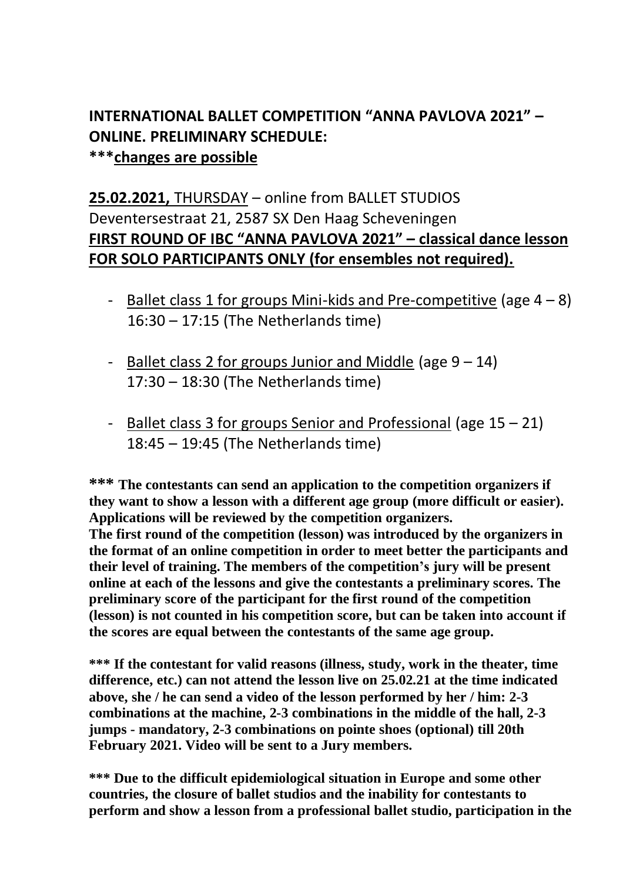## INTERNATIONAL BALLET COMPETITION "ANNA PAVLOVA 2021" – ONLINE. PRELIMINARY SCHEDULE:
**\*\*\*changes are possible**

**25.02.2021,** THURSDAY – online from BALLET STUDIOS Deventersestraat 21, 2587 SX Den Haag Scheveningen
**FIRST ROUND OF IBC "ANNA PAVLOVA 2021" – classical dance lesson FOR SOLO PARTICIPANTS ONLY (for ensembles not required).**

- Ballet class 1 for groups Mini-kids and Pre-competitive (age 4 – 8) 16:30 – 17:15 (The Netherlands time)
- Ballet class 2 for groups Junior and Middle (age 9 – 14) 17:30 – 18:30 (The Netherlands time)
- Ballet class 3 for groups Senior and Professional (age 15 – 21) 18:45 – 19:45 (The Netherlands time)

**\*\*\* The contestants can send an application to the competition organizers if they want to show a lesson with a different age group (more difficult or easier). Applications will be reviewed by the competition organizers.**
**The first round of the competition (lesson) was introduced by the organizers in the format of an online competition in order to meet better the participants and their level of training. The members of the competition's jury will be present online at each of the lessons and give the contestants a preliminary scores. The preliminary score of the participant for the first round of the competition (lesson) is not counted in his competition score, but can be taken into account if the scores are equal between the contestants of the same age group.**

**\*\*\* If the contestant for valid reasons (illness, study, work in the theater, time difference, etc.) can not attend the lesson live on 25.02.21 at the time indicated above, she / he can send a video of the lesson performed by her / him: 2-3 combinations at the machine, 2-3 combinations in the middle of the hall, 2-3 jumps - mandatory, 2-3 combinations on pointe shoes (optional) till 20th February 2021. Video will be sent to a Jury members.**

**\*\*\* Due to the difficult epidemiological situation in Europe and some other countries, the closure of ballet studios and the inability for contestants to perform and show a lesson from a professional ballet studio, participation in the**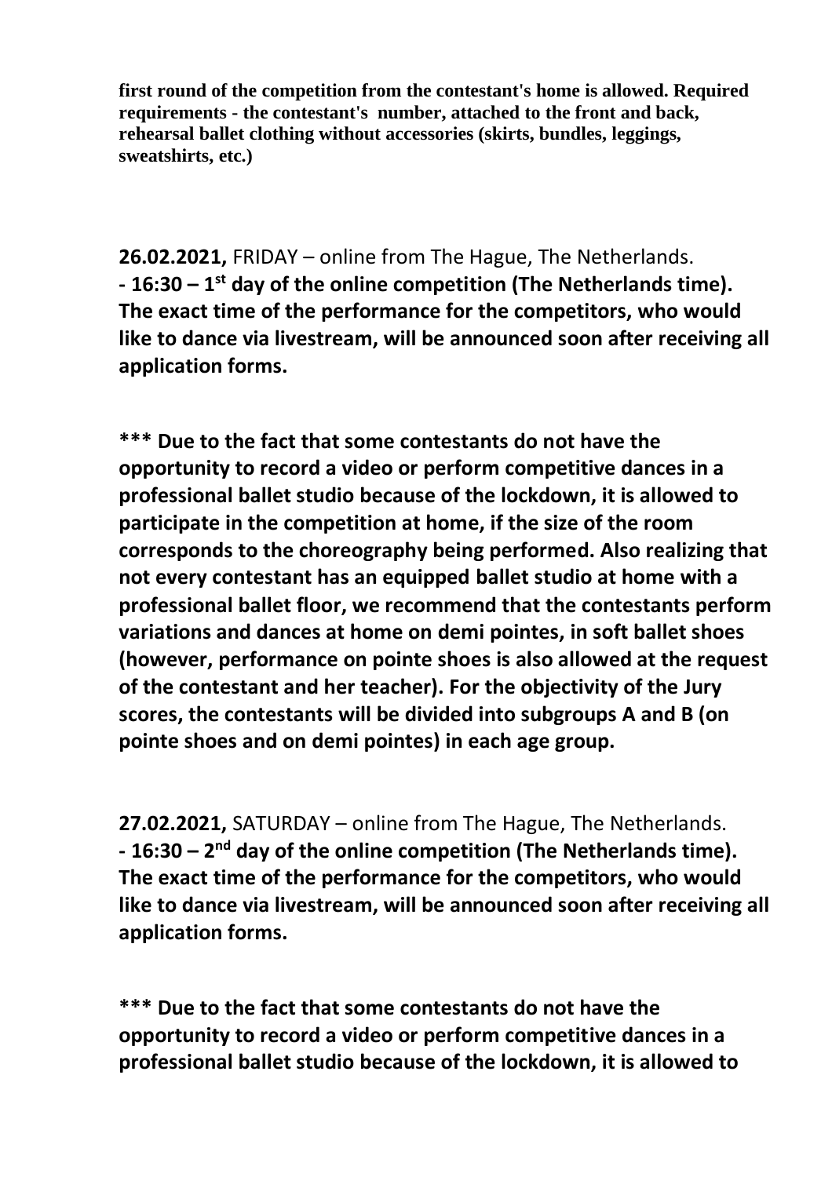**first round of the competition from the contestant's home is allowed. Required requirements - the contestant's number, attached to the front and back, rehearsal ballet clothing without accessories (skirts, bundles, leggings, sweatshirts, etc.)**

**26.02.2021,** FRIDAY – online from The Hague, The Netherlands.
**- 16:30 – 1st day of the online competition (The Netherlands time). The exact time of the performance for the competitors, who would like to dance via livestream, will be announced soon after receiving all application forms.**

**\*\*\* Due to the fact that some contestants do not have the opportunity to record a video or perform competitive dances in a professional ballet studio because of the lockdown, it is allowed to participate in the competition at home, if the size of the room corresponds to the choreography being performed. Also realizing that not every contestant has an equipped ballet studio at home with a professional ballet floor, we recommend that the contestants perform variations and dances at home on demi pointes, in soft ballet shoes (however, performance on pointe shoes is also allowed at the request of the contestant and her teacher). For the objectivity of the Jury scores, the contestants will be divided into subgroups A and B (on pointe shoes and on demi pointes) in each age group.**

**27.02.2021,** SATURDAY – online from The Hague, The Netherlands.
**- 16:30 – 2nd day of the online competition (The Netherlands time). The exact time of the performance for the competitors, who would like to dance via livestream, will be announced soon after receiving all application forms.**

**\*\*\* Due to the fact that some contestants do not have the opportunity to record a video or perform competitive dances in a professional ballet studio because of the lockdown, it is allowed to**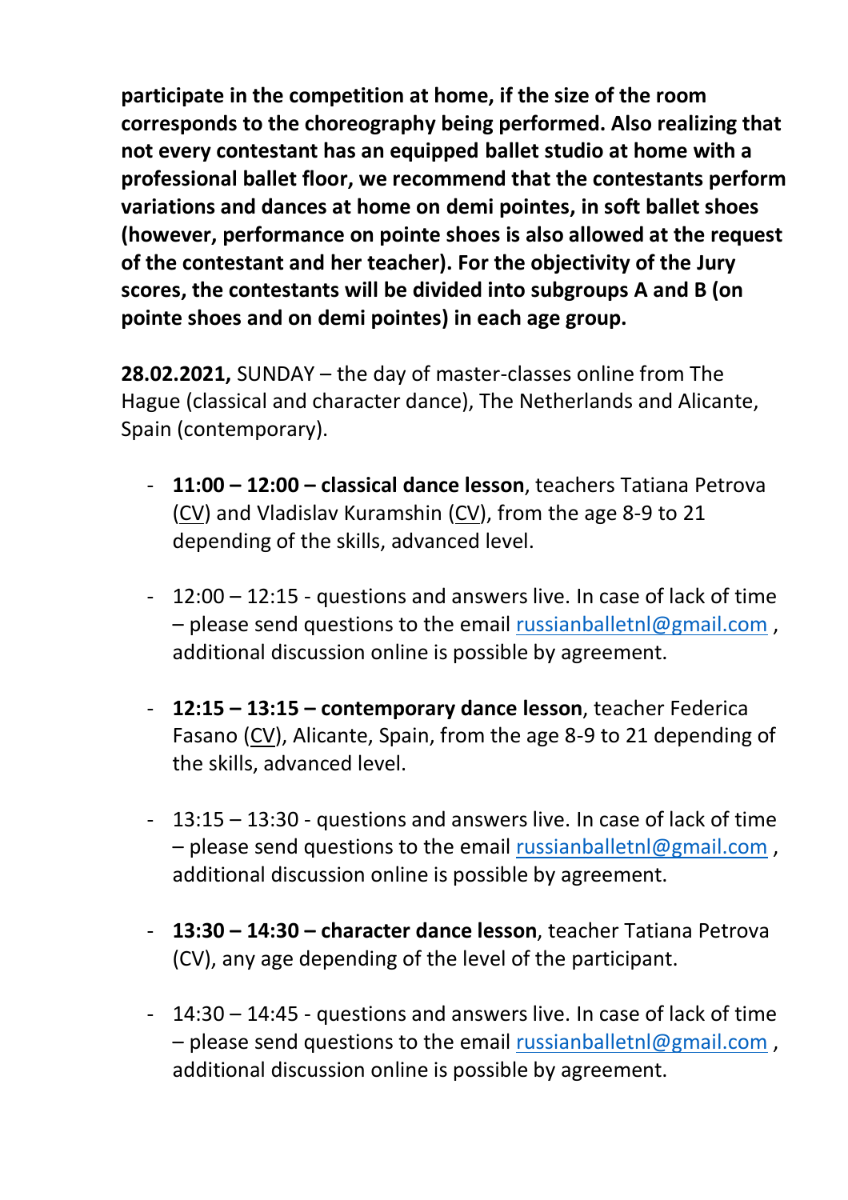**participate in the competition at home, if the size of the room corresponds to the choreography being performed. Also realizing that not every contestant has an equipped ballet studio at home with a professional ballet floor, we recommend that the contestants perform variations and dances at home on demi pointes, in soft ballet shoes (however, performance on pointe shoes is also allowed at the request of the contestant and her teacher). For the objectivity of the Jury scores, the contestants will be divided into subgroups A and B (on pointe shoes and on demi pointes) in each age group.**

**28.02.2021,** SUNDAY – the day of master-classes online from The Hague (classical and character dance), The Netherlands and Alicante, Spain (contemporary).

- **11:00 – 12:00 – classical dance lesson**, teachers Tatiana Petrova (CV) and Vladislav Kuramshin (CV), from the age 8-9 to 21 depending of the skills, advanced level.

- 12:00 – 12:15 - questions and answers live. In case of lack of time – please send questions to the email russianballetnl@gmail.com , additional discussion online is possible by agreement.

- **12:15 – 13:15 – contemporary dance lesson**, teacher Federica Fasano (CV), Alicante, Spain, from the age 8-9 to 21 depending of the skills, advanced level.

- 13:15 – 13:30 - questions and answers live. In case of lack of time – please send questions to the email russianballetnl@gmail.com , additional discussion online is possible by agreement.

- **13:30 – 14:30 – character dance lesson**, teacher Tatiana Petrova (CV), any age depending of the level of the participant.

- 14:30 – 14:45 - questions and answers live. In case of lack of time – please send questions to the email russianballetnl@gmail.com , additional discussion online is possible by agreement.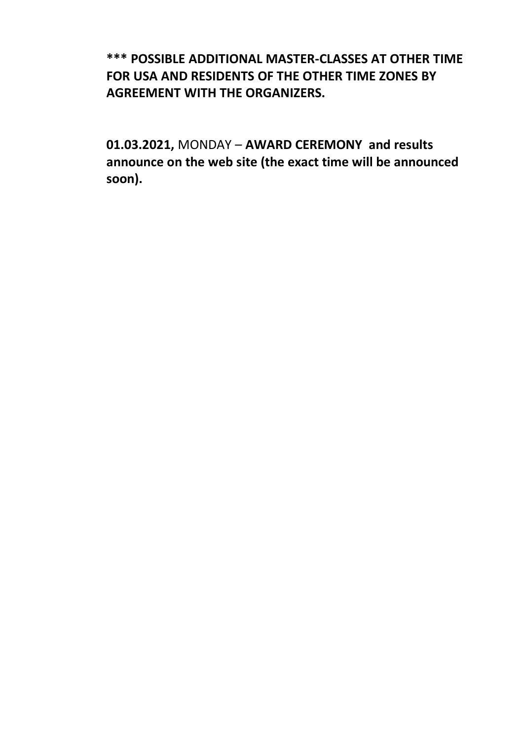**\*\*\* POSSIBLE ADDITIONAL MASTER-CLASSES AT OTHER TIME FOR USA AND RESIDENTS OF THE OTHER TIME ZONES BY AGREEMENT WITH THE ORGANIZERS.**

**01.03.2021,** MONDAY – **AWARD CEREMONY and results announce on the web site (the exact time will be announced soon).**